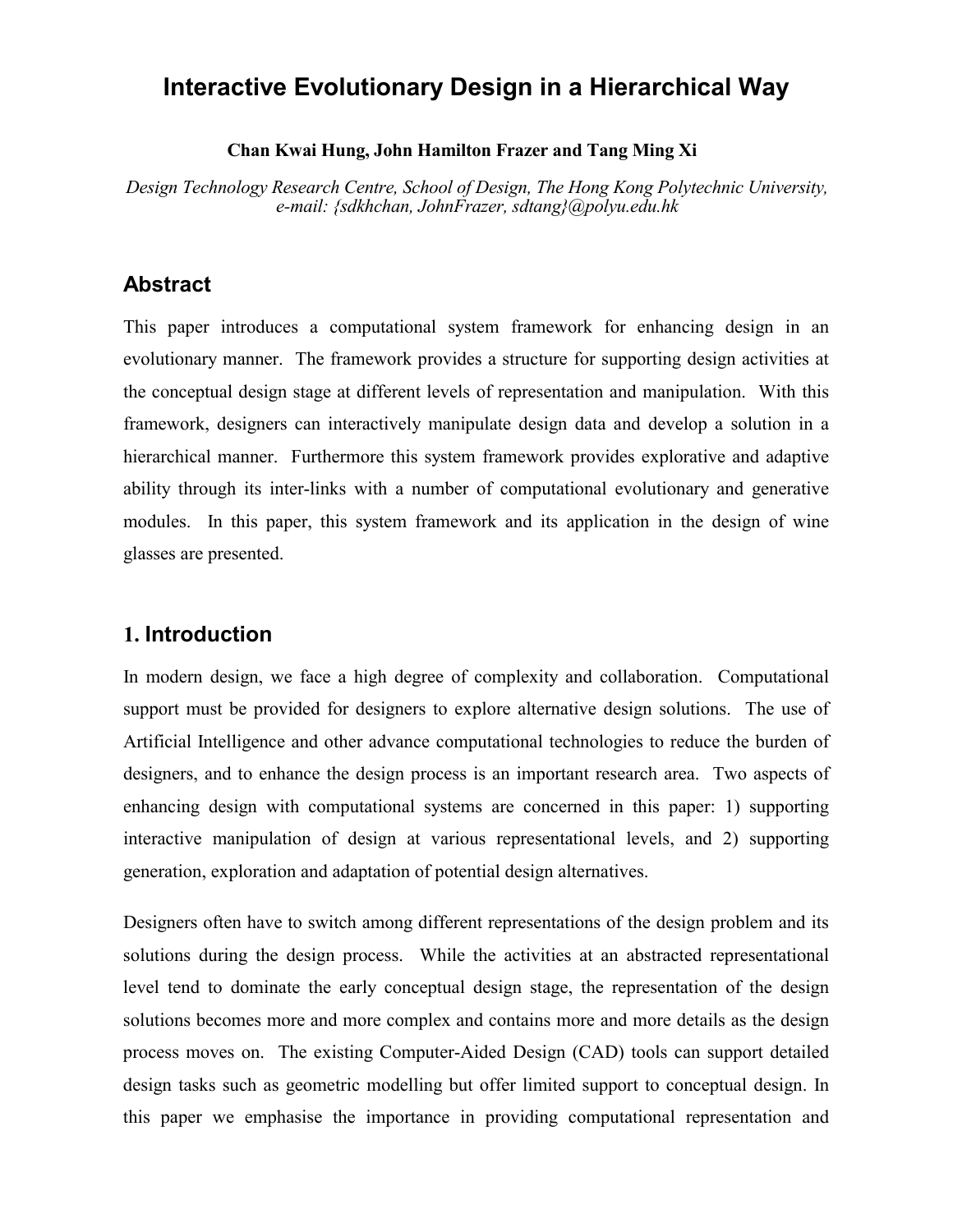# Interactive Evolutionary Design in a Hierarchical Way

**Chan Kwai Hung, John Hamilton Frazer and Tang Ming Xi**

*Design Technology Research Centre, School of Design, The Hong Kong Polytechnic University, e-mail: {sdkhchan, JohnFrazer, sdtang}@polyu.edu.hk*

## Abstract

This paper introduces a computational system framework for enhancing design in an evolutionary manner. The framework provides a structure for supporting design activities at the conceptual design stage at different levels of representation and manipulation. With this framework, designers can interactively manipulate design data and develop a solution in a hierarchical manner. Furthermore this system framework provides explorative and adaptive ability through its inter-links with a number of computational evolutionary and generative modules. In this paper, this system framework and its application in the design of wine glasses are presented.

## 1. Introduction

In modern design, we face a high degree of complexity and collaboration. Computational support must be provided for designers to explore alternative design solutions. The use of Artificial Intelligence and other advance computational technologies to reduce the burden of designers, and to enhance the design process is an important research area. Two aspects of enhancing design with computational systems are concerned in this paper: 1) supporting interactive manipulation of design at various representational levels, and 2) supporting generation, exploration and adaptation of potential design alternatives.

Designers often have to switch among different representations of the design problem and its solutions during the design process. While the activities at an abstracted representational level tend to dominate the early conceptual design stage, the representation of the design solutions becomes more and more complex and contains more and more details as the design process moves on. The existing Computer-Aided Design (CAD) tools can support detailed design tasks such as geometric modelling but offer limited support to conceptual design. In this paper we emphasise the importance in providing computational representation and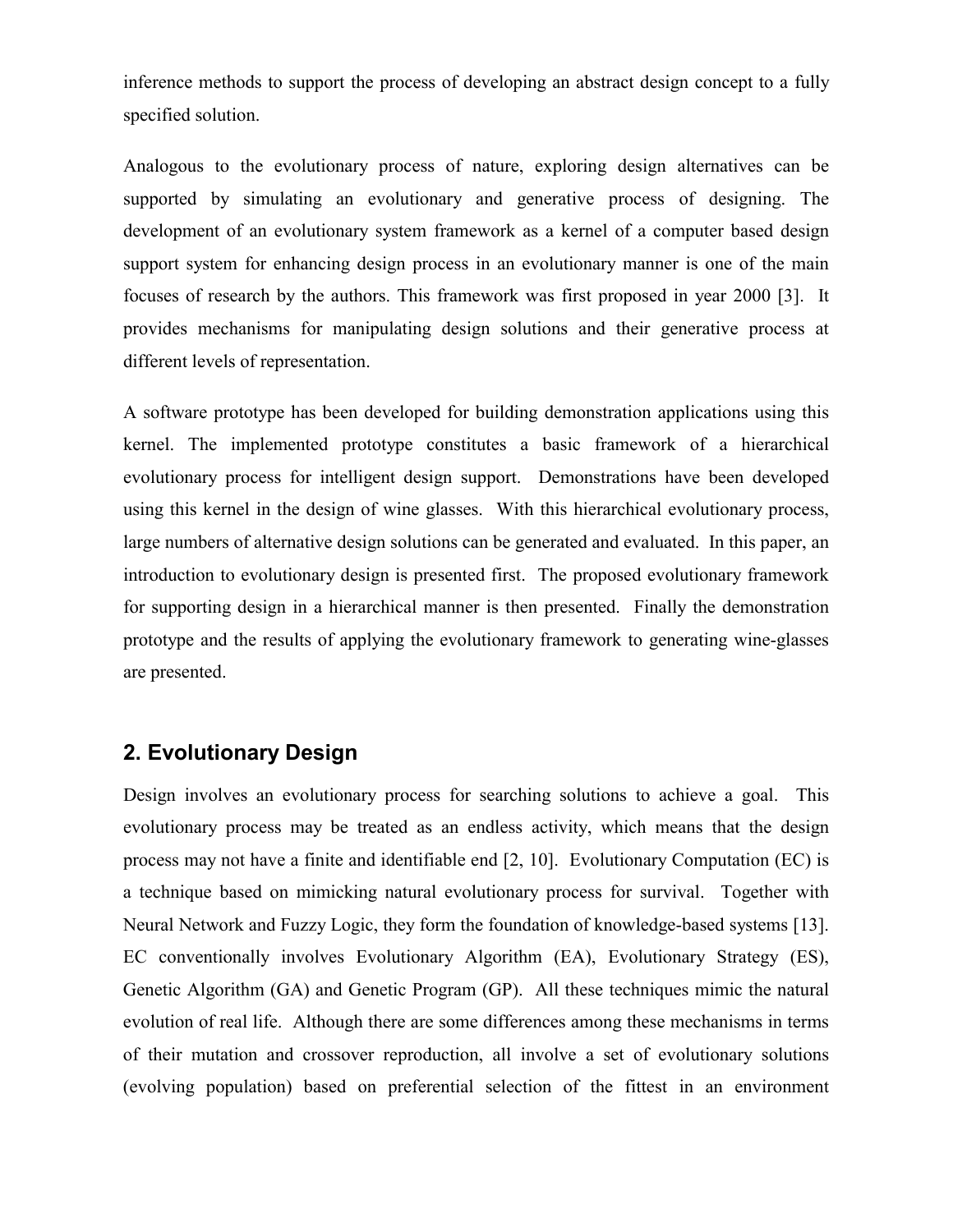inference methods to support the process of developing an abstract design concept to a fully specified solution.

Analogous to the evolutionary process of nature, exploring design alternatives can be supported by simulating an evolutionary and generative process of designing. The development of an evolutionary system framework as a kernel of a computer based design support system for enhancing design process in an evolutionary manner is one of the main focuses of research by the authors. This framework was first proposed in year 2000 [3]. It provides mechanisms for manipulating design solutions and their generative process at different levels of representation.

A software prototype has been developed for building demonstration applications using this kernel. The implemented prototype constitutes a basic framework of a hierarchical evolutionary process for intelligent design support. Demonstrations have been developed using this kernel in the design of wine glasses. With this hierarchical evolutionary process, large numbers of alternative design solutions can be generated and evaluated. In this paper, an introduction to evolutionary design is presented first. The proposed evolutionary framework for supporting design in a hierarchical manner is then presented. Finally the demonstration prototype and the results of applying the evolutionary framework to generating wine-glasses are presented.

## 2. Evolutionary Design

Design involves an evolutionary process for searching solutions to achieve a goal. This evolutionary process may be treated as an endless activity, which means that the design process may not have a finite and identifiable end [2, 10]. Evolutionary Computation (EC) is a technique based on mimicking natural evolutionary process for survival. Together with Neural Network and Fuzzy Logic, they form the foundation of knowledge-based systems [13]. EC conventionally involves Evolutionary Algorithm (EA), Evolutionary Strategy (ES), Genetic Algorithm (GA) and Genetic Program (GP). All these techniques mimic the natural evolution of real life. Although there are some differences among these mechanisms in terms of their mutation and crossover reproduction, all involve a set of evolutionary solutions (evolving population) based on preferential selection of the fittest in an environment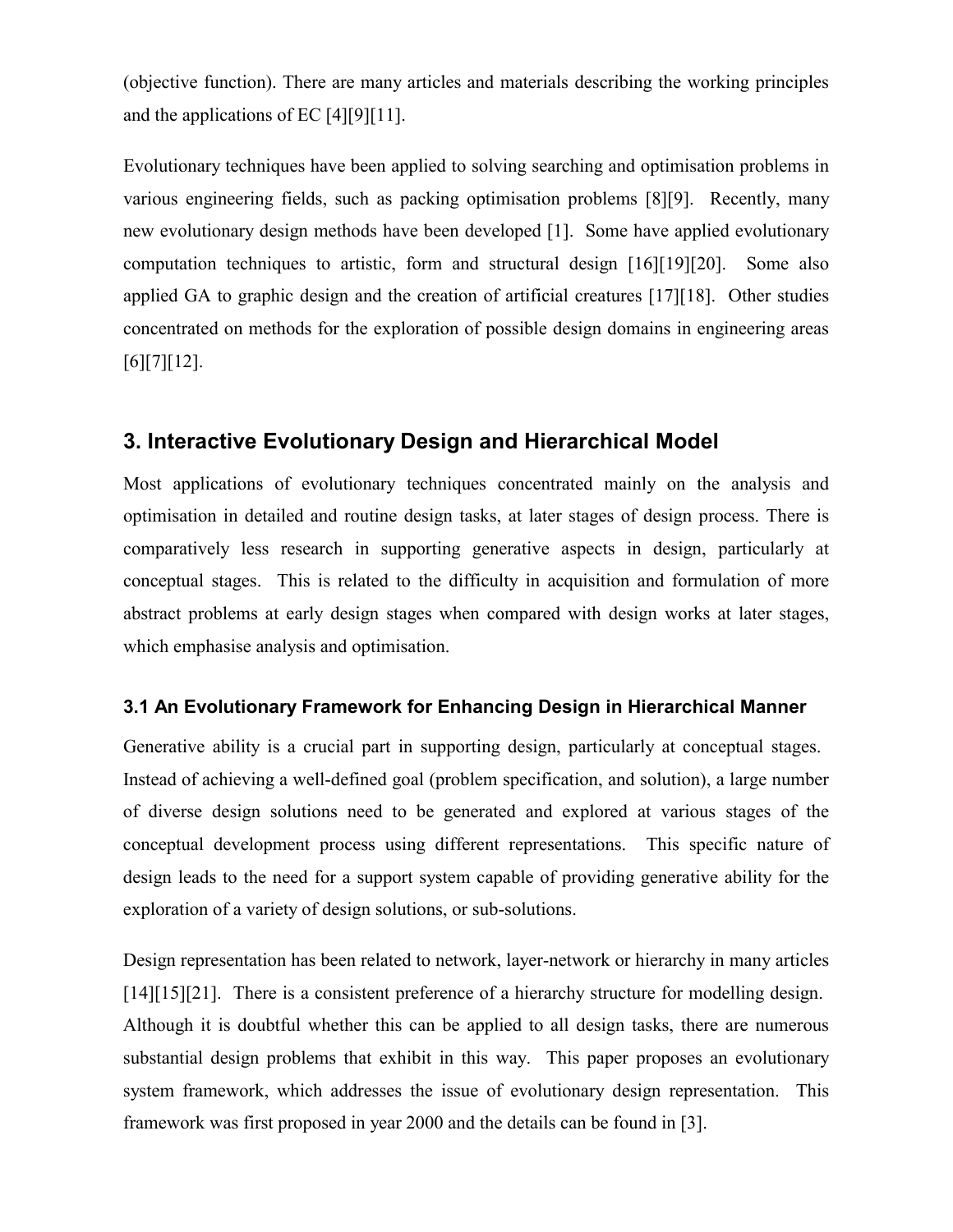(objective function). There are many articles and materials describing the working principles and the applications of EC [4][9][11].

Evolutionary techniques have been applied to solving searching and optimisation problems in various engineering fields, such as packing optimisation problems [8][9]. Recently, many new evolutionary design methods have been developed [1]. Some have applied evolutionary computation techniques to artistic, form and structural design [16][19][20]. Some also applied GA to graphic design and the creation of artificial creatures [17][18]. Other studies concentrated on methods for the exploration of possible design domains in engineering areas [6][7][12].

## 3. Interactive Evolutionary Design and Hierarchical Model

Most applications of evolutionary techniques concentrated mainly on the analysis and optimisation in detailed and routine design tasks, at later stages of design process. There is comparatively less research in supporting generative aspects in design, particularly at conceptual stages. This is related to the difficulty in acquisition and formulation of more abstract problems at early design stages when compared with design works at later stages, which emphasise analysis and optimisation.

### 3.1 An Evolutionary Framework for Enhancing Design in Hierarchical Manner

Generative ability is a crucial part in supporting design, particularly at conceptual stages. Instead of achieving a well-defined goal (problem specification, and solution), a large number of diverse design solutions need to be generated and explored at various stages of the conceptual development process using different representations. This specific nature of design leads to the need for a support system capable of providing generative ability for the exploration of a variety of design solutions, or sub-solutions.

Design representation has been related to network, layer-network or hierarchy in many articles [14][15][21]. There is a consistent preference of a hierarchy structure for modelling design. Although it is doubtful whether this can be applied to all design tasks, there are numerous substantial design problems that exhibit in this way. This paper proposes an evolutionary system framework, which addresses the issue of evolutionary design representation. This framework was first proposed in year 2000 and the details can be found in [3].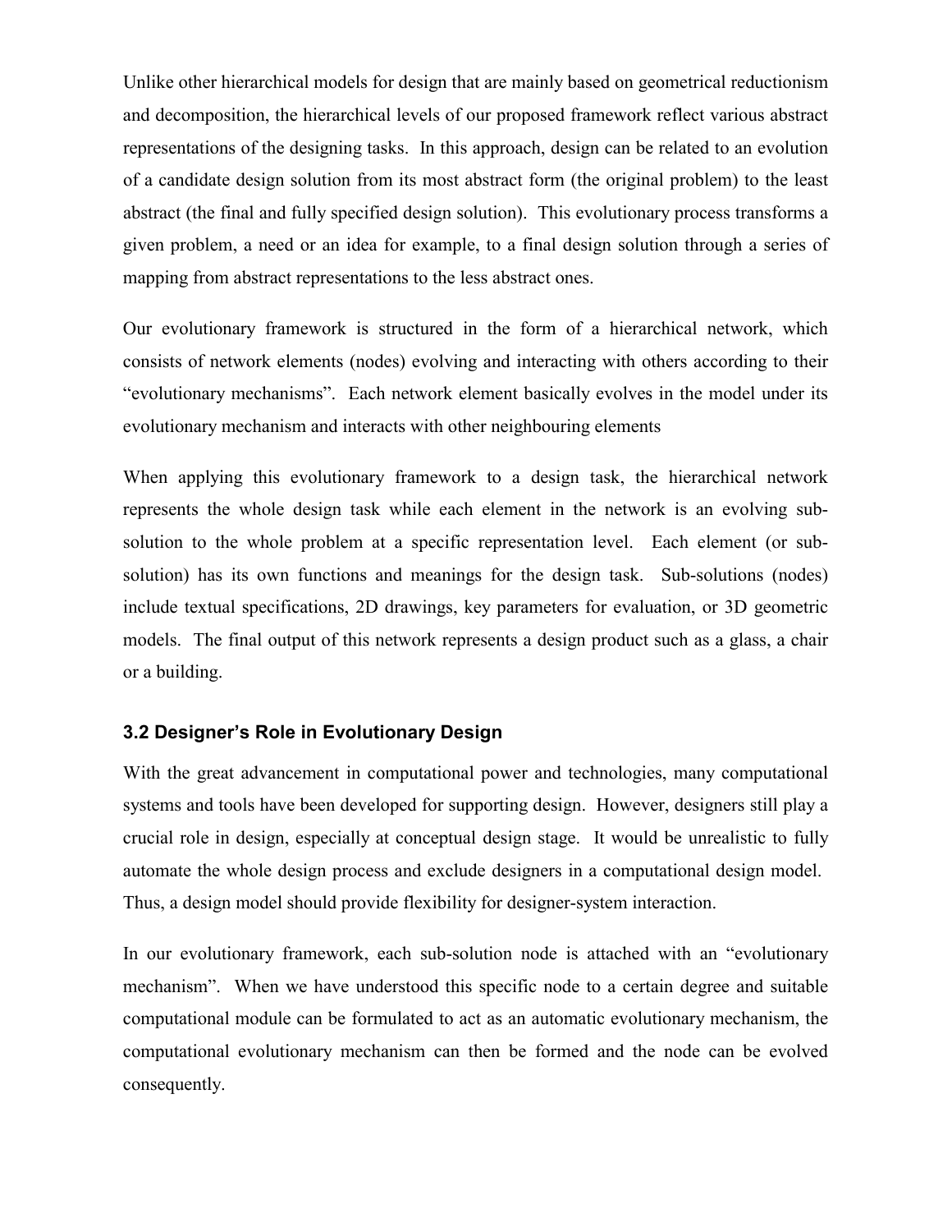Unlike other hierarchical models for design that are mainly based on geometrical reductionism and decomposition, the hierarchical levels of our proposed framework reflect various abstract representations of the designing tasks. In this approach, design can be related to an evolution of a candidate design solution from its most abstract form (the original problem) to the least abstract (the final and fully specified design solution). This evolutionary process transforms a given problem, a need or an idea for example, to a final design solution through a series of mapping from abstract representations to the less abstract ones.

Our evolutionary framework is structured in the form of a hierarchical network, which consists of network elements (nodes) evolving and interacting with others according to their "evolutionary mechanisms". Each network element basically evolves in the model under its evolutionary mechanism and interacts with other neighbouring elements

When applying this evolutionary framework to a design task, the hierarchical network represents the whole design task while each element in the network is an evolving sub-solution to the whole problem at a specific representation level. Each element (or sub-solution) has its own functions and meanings for the design task. Sub-solutions (nodes) include textual specifications, 2D drawings, key parameters for evaluation, or 3D geometric models. The final output of this network represents a design product such as a glass, a chair or a building.

### 3.2 Designer's Role in Evolutionary Design

With the great advancement in computational power and technologies, many computational systems and tools have been developed for supporting design. However, designers still play a crucial role in design, especially at conceptual design stage. It would be unrealistic to fully automate the whole design process and exclude designers in a computational design model. Thus, a design model should provide flexibility for designer-system interaction.

In our evolutionary framework, each sub-solution node is attached with an "evolutionary mechanism". When we have understood this specific node to a certain degree and suitable computational module can be formulated to act as an automatic evolutionary mechanism, the computational evolutionary mechanism can then be formed and the node can be evolved consequently.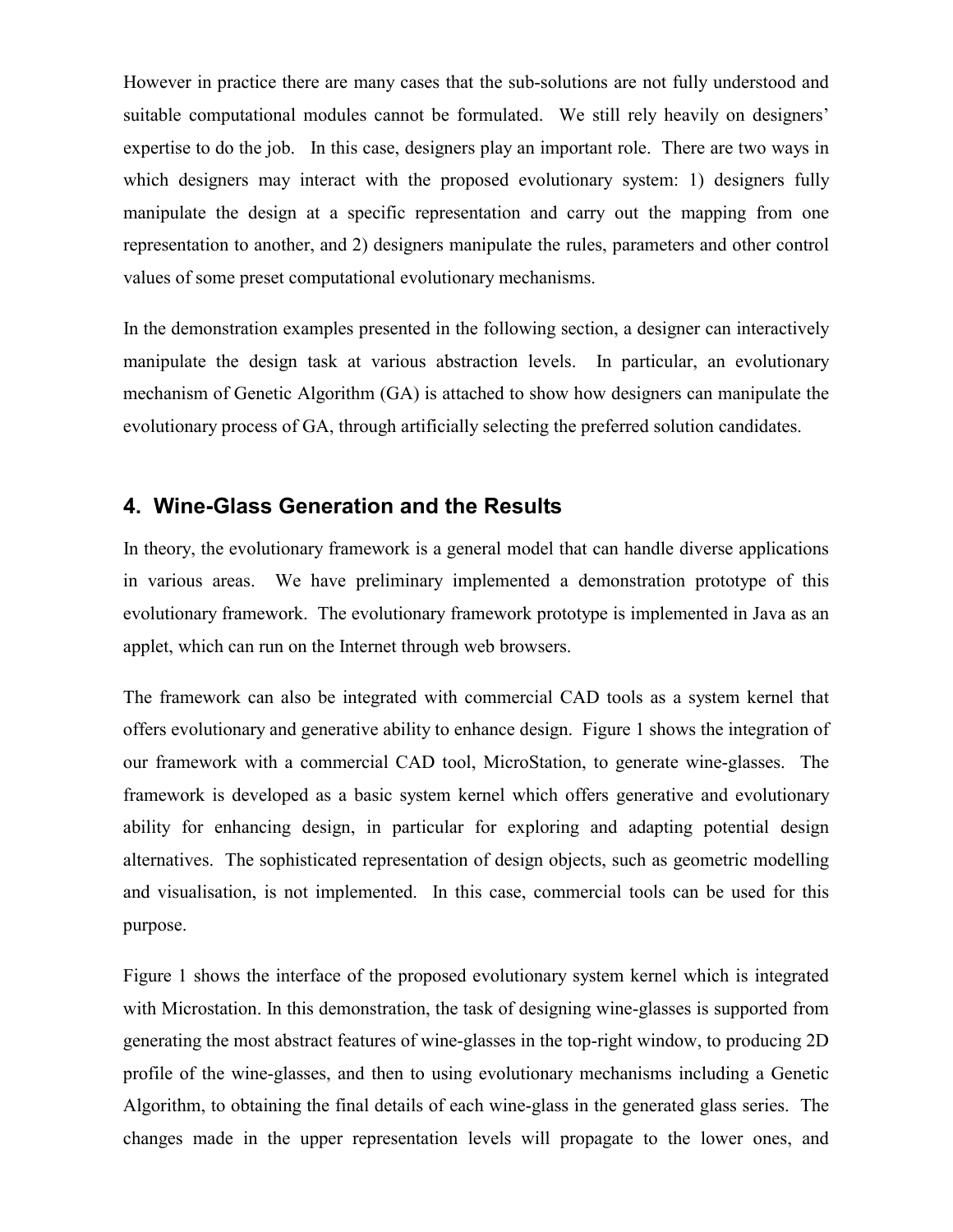However in practice there are many cases that the sub-solutions are not fully understood and suitable computational modules cannot be formulated. We still rely heavily on designers' expertise to do the job. In this case, designers play an important role. There are two ways in which designers may interact with the proposed evolutionary system: 1) designers fully manipulate the design at a specific representation and carry out the mapping from one representation to another, and 2) designers manipulate the rules, parameters and other control values of some preset computational evolutionary mechanisms.

In the demonstration examples presented in the following section, a designer can interactively manipulate the design task at various abstraction levels. In particular, an evolutionary mechanism of Genetic Algorithm (GA) is attached to show how designers can manipulate the evolutionary process of GA, through artificially selecting the preferred solution candidates.

## 4. Wine-Glass Generation and the Results

In theory, the evolutionary framework is a general model that can handle diverse applications in various areas. We have preliminary implemented a demonstration prototype of this evolutionary framework. The evolutionary framework prototype is implemented in Java as an applet, which can run on the Internet through web browsers.

The framework can also be integrated with commercial CAD tools as a system kernel that offers evolutionary and generative ability to enhance design. Figure 1 shows the integration of our framework with a commercial CAD tool, MicroStation, to generate wine-glasses. The framework is developed as a basic system kernel which offers generative and evolutionary ability for enhancing design, in particular for exploring and adapting potential design alternatives. The sophisticated representation of design objects, such as geometric modelling and visualisation, is not implemented. In this case, commercial tools can be used for this purpose.

Figure 1 shows the interface of the proposed evolutionary system kernel which is integrated with Microstation. In this demonstration, the task of designing wine-glasses is supported from generating the most abstract features of wine-glasses in the top-right window, to producing 2D profile of the wine-glasses, and then to using evolutionary mechanisms including a Genetic Algorithm, to obtaining the final details of each wine-glass in the generated glass series. The changes made in the upper representation levels will propagate to the lower ones, and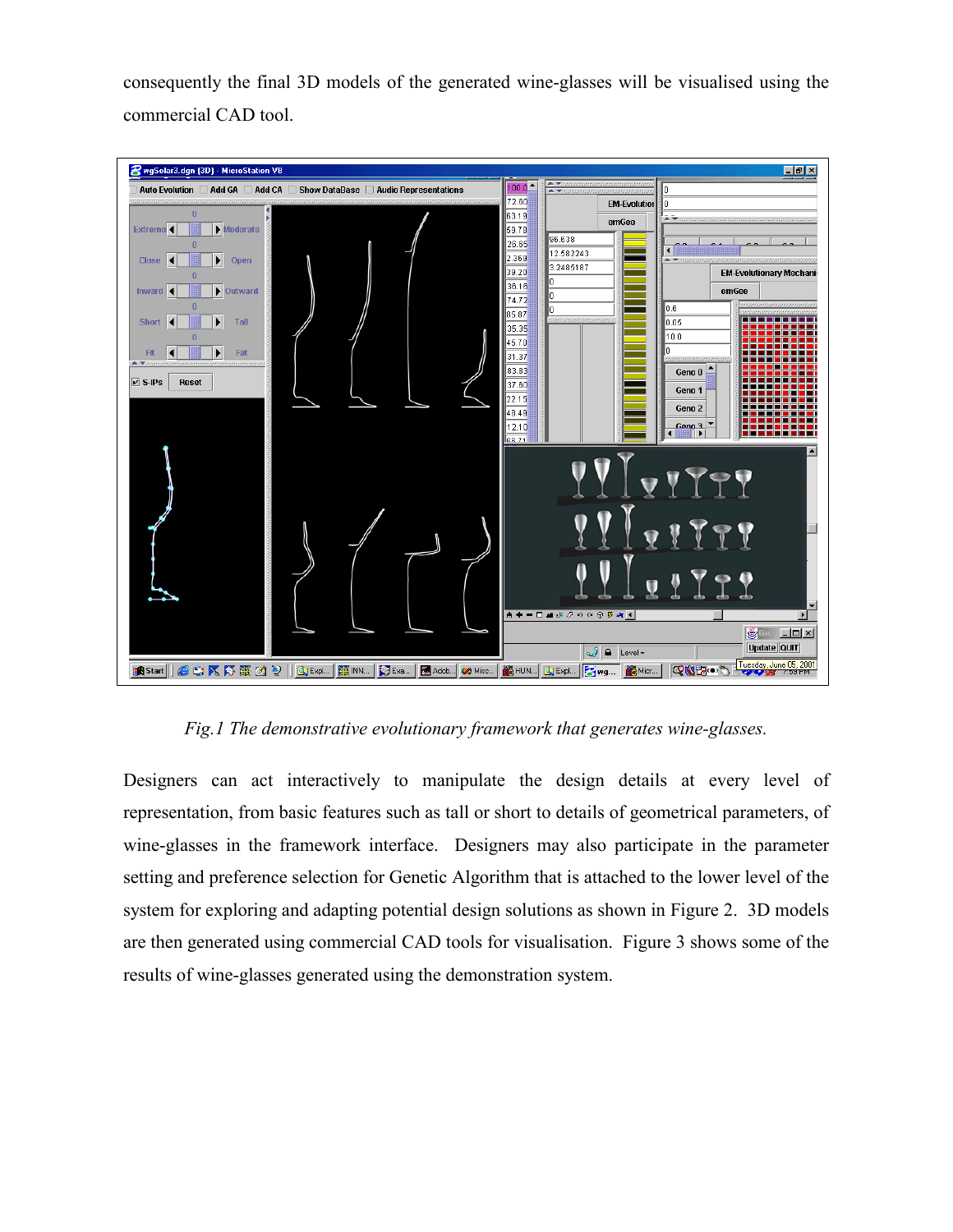consequently the final 3D models of the generated wine-glasses will be visualised using the commercial CAD tool.

*Fig.1 The demonstrative evolutionary framework that generates wine-glasses.*

Designers can act interactively to manipulate the design details at every level of representation, from basic features such as tall or short to details of geometrical parameters, of wine-glasses in the framework interface. Designers may also participate in the parameter setting and preference selection for Genetic Algorithm that is attached to the lower level of the system for exploring and adapting potential design solutions as shown in Figure 2. 3D models are then generated using commercial CAD tools for visualisation. Figure 3 shows some of the results of wine-glasses generated using the demonstration system.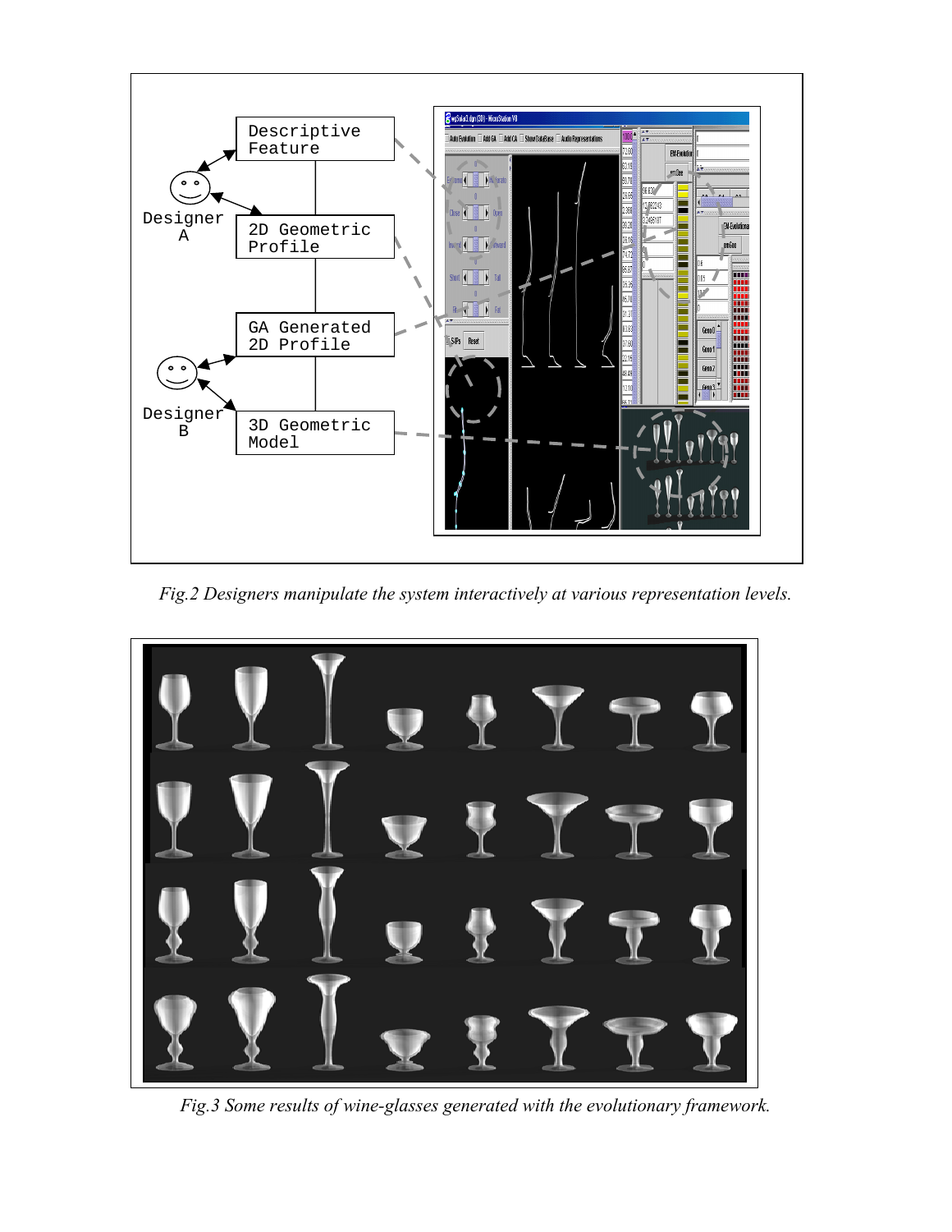*Fig.2 Designers manipulate the system interactively at various representation levels.*

*Fig.3 Some results of wine-glasses generated with the evolutionary framework.*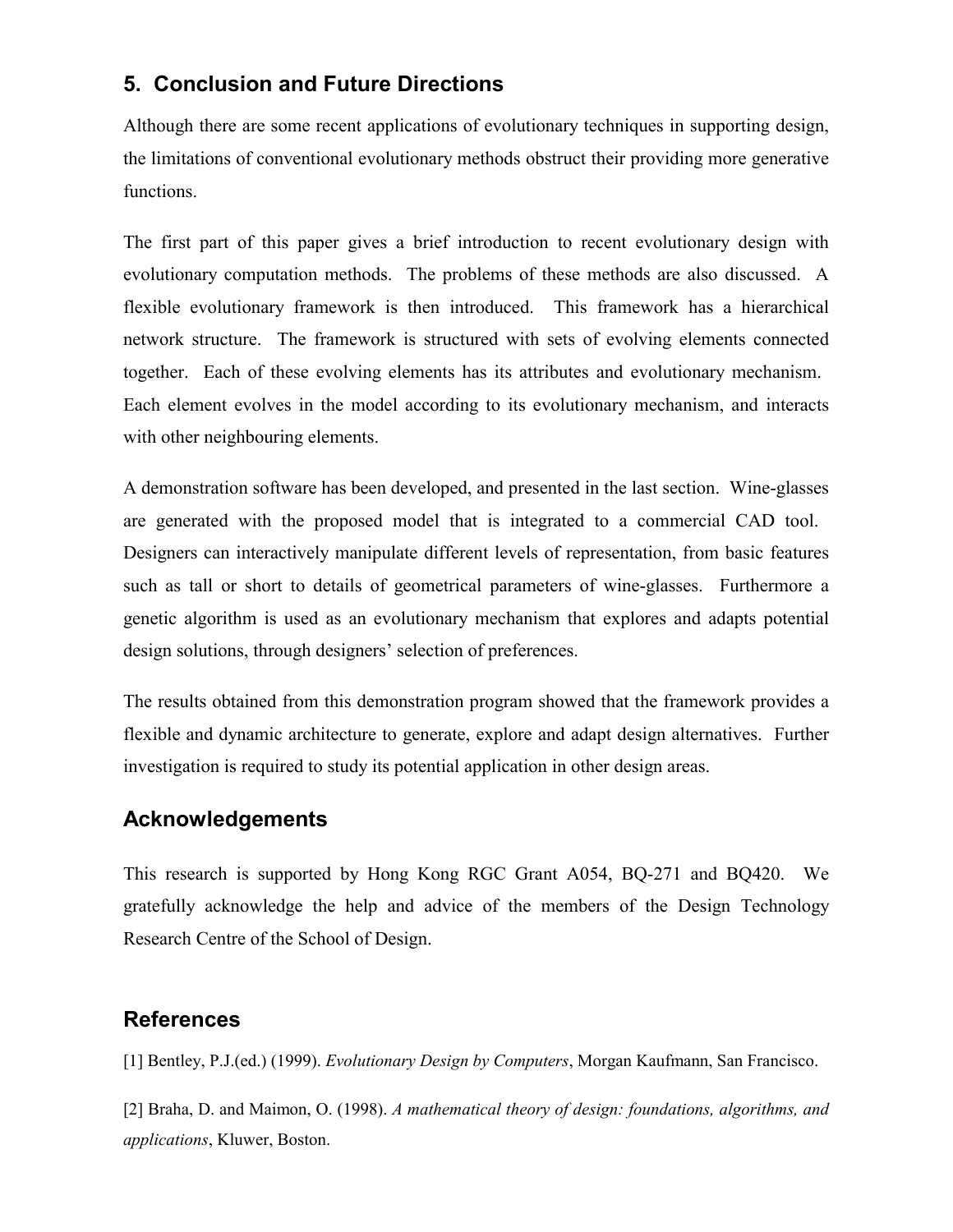## 5. Conclusion and Future Directions

Although there are some recent applications of evolutionary techniques in supporting design, the limitations of conventional evolutionary methods obstruct their providing more generative functions.

The first part of this paper gives a brief introduction to recent evolutionary design with evolutionary computation methods. The problems of these methods are also discussed. A flexible evolutionary framework is then introduced. This framework has a hierarchical network structure. The framework is structured with sets of evolving elements connected together. Each of these evolving elements has its attributes and evolutionary mechanism. Each element evolves in the model according to its evolutionary mechanism, and interacts with other neighbouring elements.

A demonstration software has been developed, and presented in the last section. Wine-glasses are generated with the proposed model that is integrated to a commercial CAD tool. Designers can interactively manipulate different levels of representation, from basic features such as tall or short to details of geometrical parameters of wine-glasses. Furthermore a genetic algorithm is used as an evolutionary mechanism that explores and adapts potential design solutions, through designers' selection of preferences.

The results obtained from this demonstration program showed that the framework provides a flexible and dynamic architecture to generate, explore and adapt design alternatives. Further investigation is required to study its potential application in other design areas.

## Acknowledgements

This research is supported by Hong Kong RGC Grant A054, BQ-271 and BQ420. We gratefully acknowledge the help and advice of the members of the Design Technology Research Centre of the School of Design.

## References

[1] Bentley, P.J.(ed.) (1999). *Evolutionary Design by Computers*, Morgan Kaufmann, San Francisco.

[2] Braha, D. and Maimon, O. (1998). *A mathematical theory of design: foundations, algorithms, and applications*, Kluwer, Boston.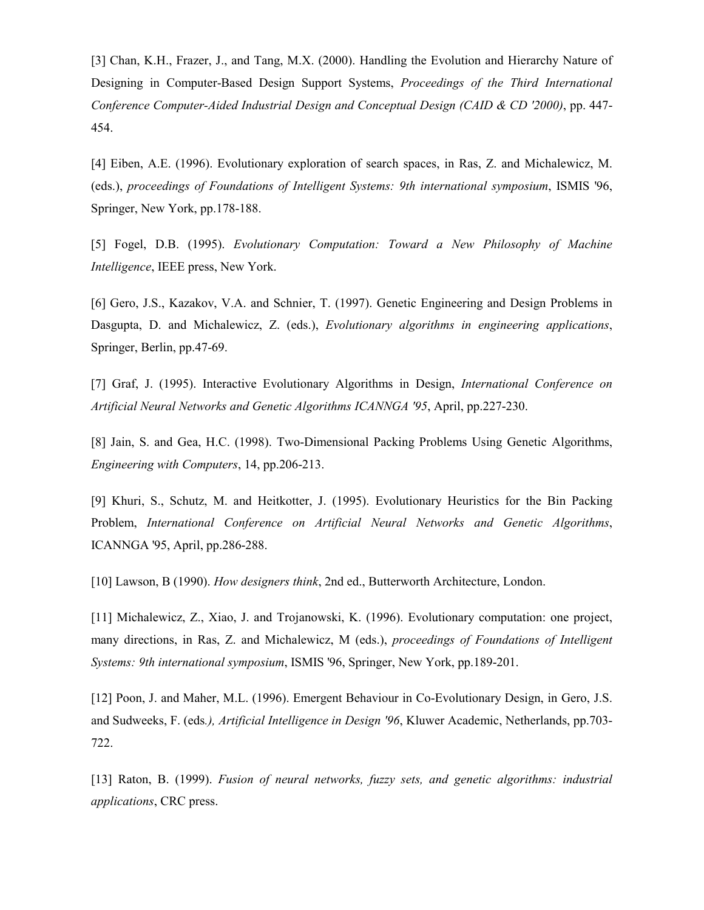[3] Chan, K.H., Frazer, J., and Tang, M.X. (2000). Handling the Evolution and Hierarchy Nature of Designing in Computer-Based Design Support Systems, *Proceedings of the Third International Conference Computer-Aided Industrial Design and Conceptual Design (CAID & CD '2000)*, pp. 447-454.

[4] Eiben, A.E. (1996). Evolutionary exploration of search spaces, in Ras, Z. and Michalewicz, M. (eds.), *proceedings of Foundations of Intelligent Systems: 9th international symposium*, ISMIS '96, Springer, New York, pp.178-188.

[5] Fogel, D.B. (1995). *Evolutionary Computation: Toward a New Philosophy of Machine Intelligence*, IEEE press, New York.

[6] Gero, J.S., Kazakov, V.A. and Schnier, T. (1997). Genetic Engineering and Design Problems in Dasgupta, D. and Michalewicz, Z. (eds.), *Evolutionary algorithms in engineering applications*, Springer, Berlin, pp.47-69.

[7] Graf, J. (1995). Interactive Evolutionary Algorithms in Design, *International Conference on Artificial Neural Networks and Genetic Algorithms ICANNGA '95*, April, pp.227-230.

[8] Jain, S. and Gea, H.C. (1998). Two-Dimensional Packing Problems Using Genetic Algorithms, *Engineering with Computers*, 14, pp.206-213.

[9] Khuri, S., Schutz, M. and Heitkotter, J. (1995). Evolutionary Heuristics for the Bin Packing Problem, *International Conference on Artificial Neural Networks and Genetic Algorithms*, ICANNGA '95, April, pp.286-288.

[10] Lawson, B (1990). *How designers think*, 2nd ed., Butterworth Architecture, London.

[11] Michalewicz, Z., Xiao, J. and Trojanowski, K. (1996). Evolutionary computation: one project, many directions, in Ras, Z. and Michalewicz, M (eds.), *proceedings of Foundations of Intelligent Systems: 9th international symposium*, ISMIS '96, Springer, New York, pp.189-201.

[12] Poon, J. and Maher, M.L. (1996). Emergent Behaviour in Co-Evolutionary Design, in Gero, J.S. and Sudweeks, F. (eds*.), Artificial Intelligence in Design '96*, Kluwer Academic, Netherlands, pp.703-722.

[13] Raton, B. (1999). *Fusion of neural networks, fuzzy sets, and genetic algorithms: industrial applications*, CRC press.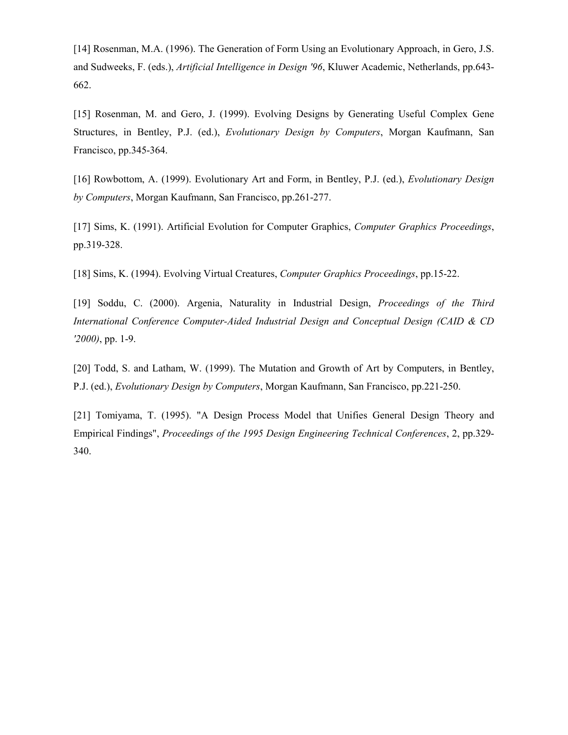[14] Rosenman, M.A. (1996). The Generation of Form Using an Evolutionary Approach, in Gero, J.S. and Sudweeks, F. (eds.), *Artificial Intelligence in Design '96*, Kluwer Academic, Netherlands, pp.643-662.

[15] Rosenman, M. and Gero, J. (1999). Evolving Designs by Generating Useful Complex Gene Structures, in Bentley, P.J. (ed.), *Evolutionary Design by Computers*, Morgan Kaufmann, San Francisco, pp.345-364.

[16] Rowbottom, A. (1999). Evolutionary Art and Form, in Bentley, P.J. (ed.), *Evolutionary Design by Computers*, Morgan Kaufmann, San Francisco, pp.261-277.

[17] Sims, K. (1991). Artificial Evolution for Computer Graphics, *Computer Graphics Proceedings*, pp.319-328.

[18] Sims, K. (1994). Evolving Virtual Creatures, *Computer Graphics Proceedings*, pp.15-22.

[19] Soddu, C. (2000). Argenia, Naturality in Industrial Design, *Proceedings of the Third International Conference Computer-Aided Industrial Design and Conceptual Design (CAID & CD '2000)*, pp. 1-9.

[20] Todd, S. and Latham, W. (1999). The Mutation and Growth of Art by Computers, in Bentley, P.J. (ed.), *Evolutionary Design by Computers*, Morgan Kaufmann, San Francisco, pp.221-250.

[21] Tomiyama, T. (1995). "A Design Process Model that Unifies General Design Theory and Empirical Findings", *Proceedings of the 1995 Design Engineering Technical Conferences*, 2, pp.329-340.